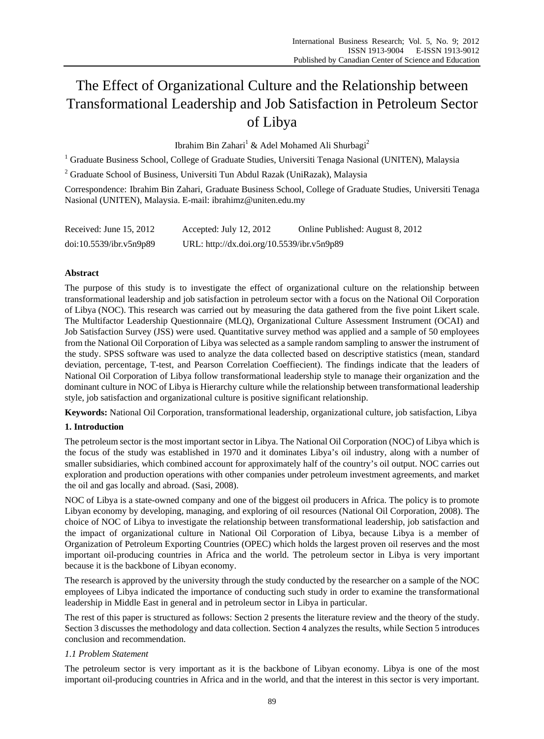# The Effect of Organizational Culture and the Relationship between Transformational Leadership and Job Satisfaction in Petroleum Sector of Libya

Ibrahim Bin Zahari[1] & Adel Mohamed Ali Shurbagi[2]

[1] Graduate Business School, College of Graduate Studies, Universiti Tenaga Nasional (UNITEN), Malaysia

[2] Graduate School of Business, Universiti Tun Abdul Razak (UniRazak), Malaysia

Correspondence: Ibrahim Bin Zahari, Graduate Business School, College of Graduate Studies, Universiti Tenaga Nasional (UNITEN), Malaysia. E-mail: ibrahimz@uniten.edu.my

Received: June 15, 2012 Accepted: July 12, 2012 Online Published: August 8, 2012

doi:10.5539/ibr.v5n9p89 URL: http://dx.doi.org/10.5539/ibr.v5n9p89

**Abstract**

The purpose of this study is to investigate the effect of organizational culture on the relationship between transformational leadership and job satisfaction in petroleum sector with a focus on the National Oil Corporation of Libya (NOC). This research was carried out by measuring the data gathered from the five point Likert scale. The Multifactor Leadership Questionnaire (MLQ), Organizational Culture Assessment Instrument (OCAI) and Job Satisfaction Survey (JSS) were used. Quantitative survey method was applied and a sample of 50 employees from the National Oil Corporation of Libya was selected as a sample random sampling to answer the instrument of the study. SPSS software was used to analyze the data collected based on descriptive statistics (mean, standard deviation, percentage, T-test, and Pearson Correlation Coeffiecient). The findings indicate that the leaders of National Oil Corporation of Libya follow transformational leadership style to manage their organization and the dominant culture in NOC of Libya is Hierarchy culture while the relationship between transformational leadership style, job satisfaction and organizational culture is positive significant relationship.

**Keywords:** National Oil Corporation, transformational leadership, organizational culture, job satisfaction, Libya

## 1. Introduction

The petroleum sector is the most important sector in Libya. The National Oil Corporation (NOC) of Libya which is the focus of the study was established in 1970 and it dominates Libya's oil industry, along with a number of smaller subsidiaries, which combined account for approximately half of the country's oil output. NOC carries out exploration and production operations with other companies under petroleum investment agreements, and market the oil and gas locally and abroad. (Sasi, 2008).

NOC of Libya is a state-owned company and one of the biggest oil producers in Africa. The policy is to promote Libyan economy by developing, managing, and exploring of oil resources (National Oil Corporation, 2008). The choice of NOC of Libya to investigate the relationship between transformational leadership, job satisfaction and the impact of organizational culture in National Oil Corporation of Libya, because Libya is a member of Organization of Petroleum Exporting Countries (OPEC) which holds the largest proven oil reserves and the most important oil-producing countries in Africa and the world. The petroleum sector in Libya is very important because it is the backbone of Libyan economy.

The research is approved by the university through the study conducted by the researcher on a sample of the NOC employees of Libya indicated the importance of conducting such study in order to examine the transformational leadership in Middle East in general and in petroleum sector in Libya in particular.

The rest of this paper is structured as follows: Section 2 presents the literature review and the theory of the study. Section 3 discusses the methodology and data collection. Section 4 analyzes the results, while Section 5 introduces conclusion and recommendation.

### *1.1 Problem Statement*

The petroleum sector is very important as it is the backbone of Libyan economy. Libya is one of the most important oil-producing countries in Africa and in the world, and that the interest in this sector is very important.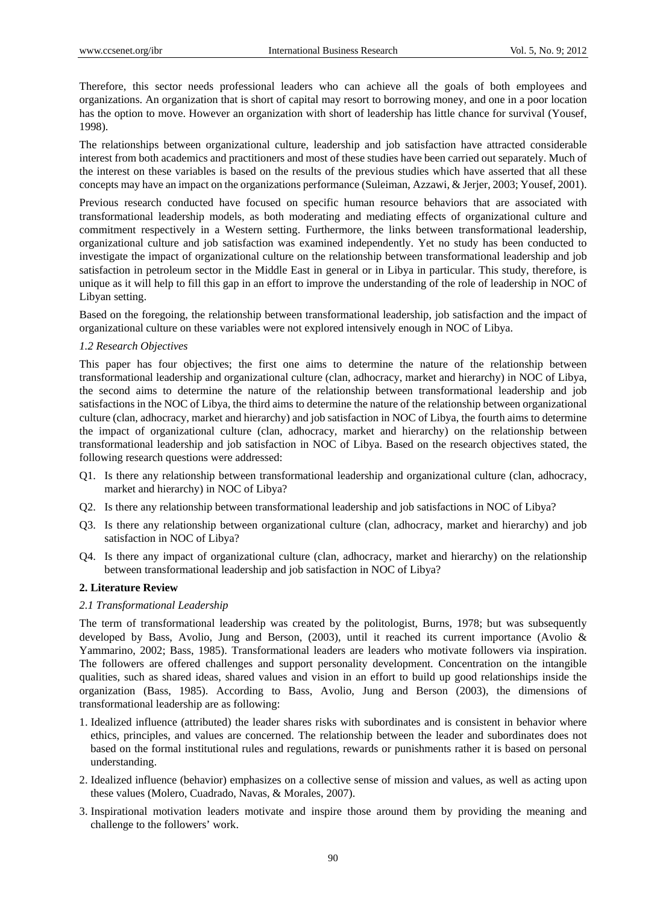Therefore, this sector needs professional leaders who can achieve all the goals of both employees and organizations. An organization that is short of capital may resort to borrowing money, and one in a poor location has the option to move. However an organization with short of leadership has little chance for survival (Yousef, 1998).

The relationships between organizational culture, leadership and job satisfaction have attracted considerable interest from both academics and practitioners and most of these studies have been carried out separately. Much of the interest on these variables is based on the results of the previous studies which have asserted that all these concepts may have an impact on the organizations performance (Suleiman, Azzawi, & Jerjer, 2003; Yousef, 2001).

Previous research conducted have focused on specific human resource behaviors that are associated with transformational leadership models, as both moderating and mediating effects of organizational culture and commitment respectively in a Western setting. Furthermore, the links between transformational leadership, organizational culture and job satisfaction was examined independently. Yet no study has been conducted to investigate the impact of organizational culture on the relationship between transformational leadership and job satisfaction in petroleum sector in the Middle East in general or in Libya in particular. This study, therefore, is unique as it will help to fill this gap in an effort to improve the understanding of the role of leadership in NOC of Libyan setting.

Based on the foregoing, the relationship between transformational leadership, job satisfaction and the impact of organizational culture on these variables were not explored intensively enough in NOC of Libya.

### *1.2 Research Objectives*

This paper has four objectives; the first one aims to determine the nature of the relationship between transformational leadership and organizational culture (clan, adhocracy, market and hierarchy) in NOC of Libya, the second aims to determine the nature of the relationship between transformational leadership and job satisfactions in the NOC of Libya, the third aims to determine the nature of the relationship between organizational culture (clan, adhocracy, market and hierarchy) and job satisfaction in NOC of Libya, the fourth aims to determine the impact of organizational culture (clan, adhocracy, market and hierarchy) on the relationship between transformational leadership and job satisfaction in NOC of Libya. Based on the research objectives stated, the following research questions were addressed:

- Q1. Is there any relationship between transformational leadership and organizational culture (clan, adhocracy, market and hierarchy) in NOC of Libya?
- Q2. Is there any relationship between transformational leadership and job satisfactions in NOC of Libya?
- Q3. Is there any relationship between organizational culture (clan, adhocracy, market and hierarchy) and job satisfaction in NOC of Libya?
- Q4. Is there any impact of organizational culture (clan, adhocracy, market and hierarchy) on the relationship between transformational leadership and job satisfaction in NOC of Libya?

## 2. Literature Review

### *2.1 Transformational Leadership*

The term of transformational leadership was created by the politologist, Burns, 1978; but was subsequently developed by Bass, Avolio, Jung and Berson, (2003), until it reached its current importance (Avolio & Yammarino, 2002; Bass, 1985). Transformational leaders are leaders who motivate followers via inspiration. The followers are offered challenges and support personality development. Concentration on the intangible qualities, such as shared ideas, shared values and vision in an effort to build up good relationships inside the organization (Bass, 1985). According to Bass, Avolio, Jung and Berson (2003), the dimensions of transformational leadership are as following:

1. Idealized influence (attributed) the leader shares risks with subordinates and is consistent in behavior where ethics, principles, and values are concerned. The relationship between the leader and subordinates does not based on the formal institutional rules and regulations, rewards or punishments rather it is based on personal understanding.
2. Idealized influence (behavior) emphasizes on a collective sense of mission and values, as well as acting upon these values (Molero, Cuadrado, Navas, & Morales, 2007).
3. Inspirational motivation leaders motivate and inspire those around them by providing the meaning and challenge to the followers' work.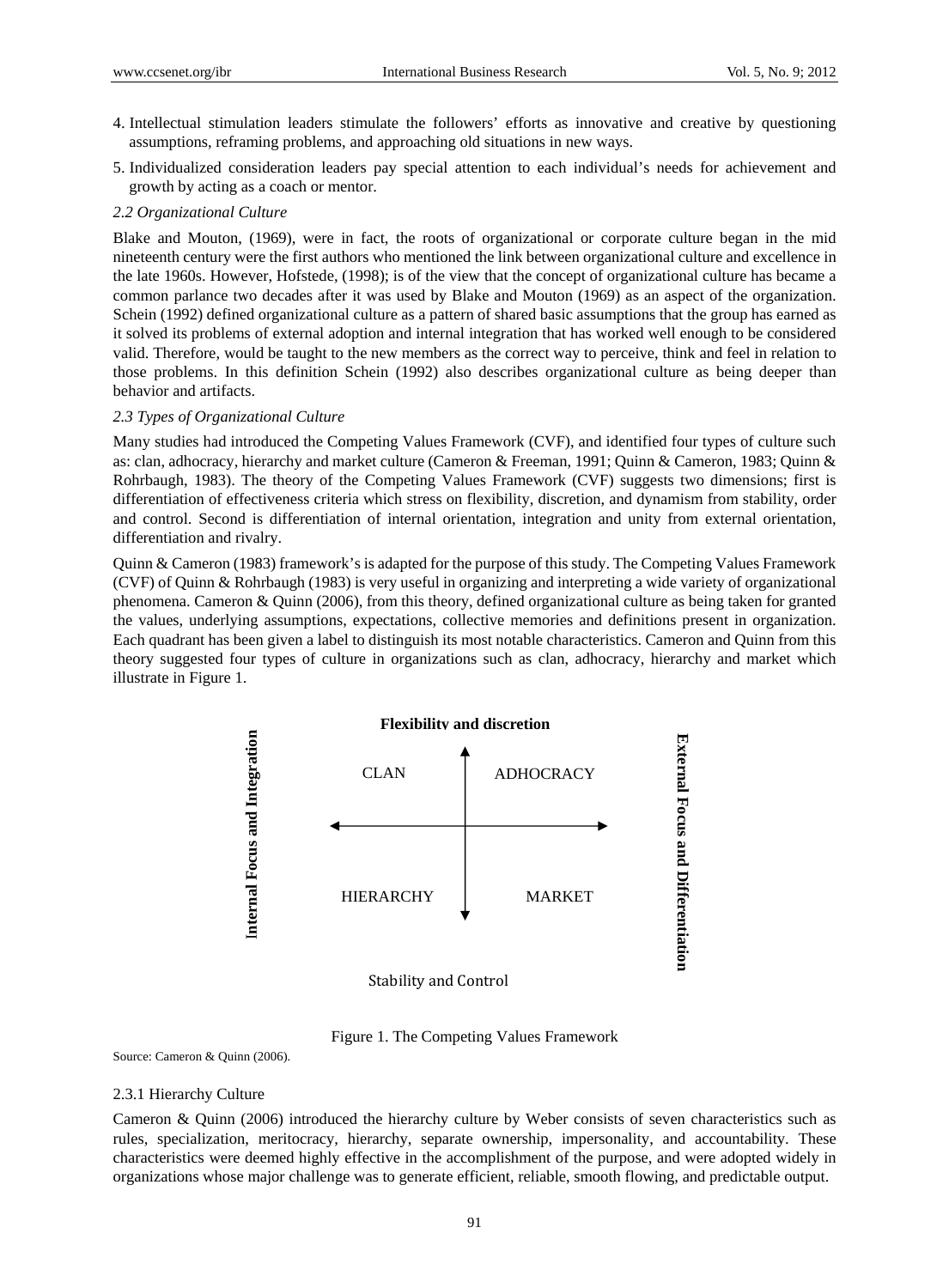4. Intellectual stimulation leaders stimulate the followers' efforts as innovative and creative by questioning assumptions, reframing problems, and approaching old situations in new ways.
5. Individualized consideration leaders pay special attention to each individual's needs for achievement and growth by acting as a coach or mentor.

### *2.2 Organizational Culture*

Blake and Mouton, (1969), were in fact, the roots of organizational or corporate culture began in the mid nineteenth century were the first authors who mentioned the link between organizational culture and excellence in the late 1960s. However, Hofstede, (1998); is of the view that the concept of organizational culture has became a common parlance two decades after it was used by Blake and Mouton (1969) as an aspect of the organization. Schein (1992) defined organizational culture as a pattern of shared basic assumptions that the group has earned as it solved its problems of external adoption and internal integration that has worked well enough to be considered valid. Therefore, would be taught to the new members as the correct way to perceive, think and feel in relation to those problems. In this definition Schein (1992) also describes organizational culture as being deeper than behavior and artifacts.

### *2.3 Types of Organizational Culture*

Many studies had introduced the Competing Values Framework (CVF), and identified four types of culture such as: clan, adhocracy, hierarchy and market culture (Cameron & Freeman, 1991; Quinn & Cameron, 1983; Quinn & Rohrbaugh, 1983). The theory of the Competing Values Framework (CVF) suggests two dimensions; first is differentiation of effectiveness criteria which stress on flexibility, discretion, and dynamism from stability, order and control. Second is differentiation of internal orientation, integration and unity from external orientation, differentiation and rivalry.

Quinn & Cameron (1983) framework's is adapted for the purpose of this study. The Competing Values Framework (CVF) of Quinn & Rohrbaugh (1983) is very useful in organizing and interpreting a wide variety of organizational phenomena. Cameron & Quinn (2006), from this theory, defined organizational culture as being taken for granted the values, underlying assumptions, expectations, collective memories and definitions present in organization. Each quadrant has been given a label to distinguish its most notable characteristics. Cameron and Quinn from this theory suggested four types of culture in organizations such as clan, adhocracy, hierarchy and market which illustrate in Figure 1.

| | Flexibility and discretion | |
|---|---|---|
| **Internal Focus and Integration** | CLAN / ADHOCRACY | **External Focus and Differentiation** |
| | HIERARCHY / MARKET | |
| | Stability and Control | |

Figure 1. The Competing Values Framework

Source: Cameron & Quinn (2006).

#### 2.3.1 Hierarchy Culture

Cameron & Quinn (2006) introduced the hierarchy culture by Weber consists of seven characteristics such as rules, specialization, meritocracy, hierarchy, separate ownership, impersonality, and accountability. These characteristics were deemed highly effective in the accomplishment of the purpose, and were adopted widely in organizations whose major challenge was to generate efficient, reliable, smooth flowing, and predictable output.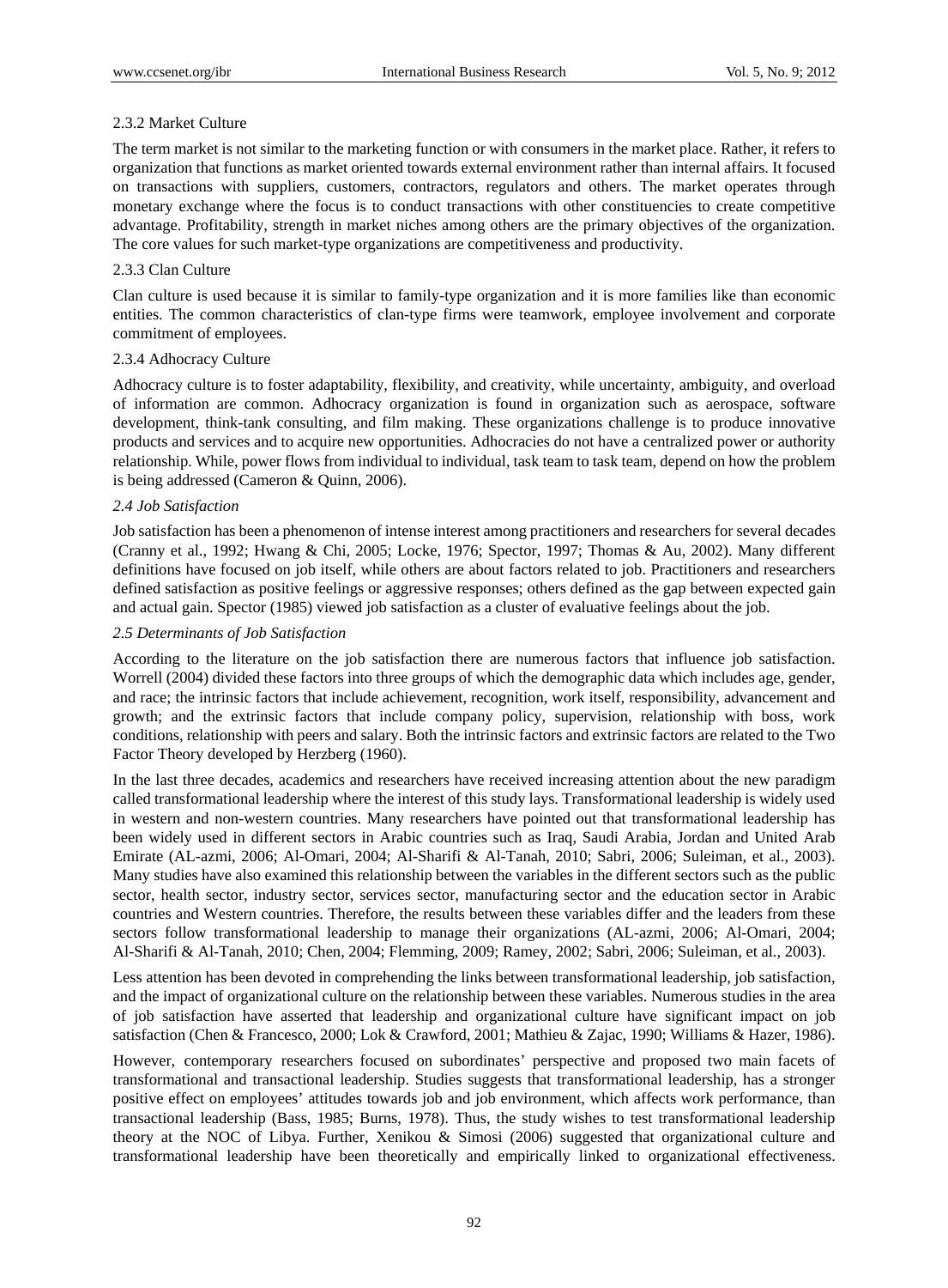#### 2.3.2 Market Culture

The term market is not similar to the marketing function or with consumers in the market place. Rather, it refers to organization that functions as market oriented towards external environment rather than internal affairs. It focused on transactions with suppliers, customers, contractors, regulators and others. The market operates through monetary exchange where the focus is to conduct transactions with other constituencies to create competitive advantage. Profitability, strength in market niches among others are the primary objectives of the organization. The core values for such market-type organizations are competitiveness and productivity.

#### 2.3.3 Clan Culture

Clan culture is used because it is similar to family-type organization and it is more families like than economic entities. The common characteristics of clan-type firms were teamwork, employee involvement and corporate commitment of employees.

#### 2.3.4 Adhocracy Culture

Adhocracy culture is to foster adaptability, flexibility, and creativity, while uncertainty, ambiguity, and overload of information are common. Adhocracy organization is found in organization such as aerospace, software development, think-tank consulting, and film making. These organizations challenge is to produce innovative products and services and to acquire new opportunities. Adhocracies do not have a centralized power or authority relationship. While, power flows from individual to individual, task team to task team, depend on how the problem is being addressed (Cameron & Quinn, 2006).

### *2.4 Job Satisfaction*

Job satisfaction has been a phenomenon of intense interest among practitioners and researchers for several decades (Cranny et al., 1992; Hwang & Chi, 2005; Locke, 1976; Spector, 1997; Thomas & Au, 2002). Many different definitions have focused on job itself, while others are about factors related to job. Practitioners and researchers defined satisfaction as positive feelings or aggressive responses; others defined as the gap between expected gain and actual gain. Spector (1985) viewed job satisfaction as a cluster of evaluative feelings about the job.

### *2.5 Determinants of Job Satisfaction*

According to the literature on the job satisfaction there are numerous factors that influence job satisfaction. Worrell (2004) divided these factors into three groups of which the demographic data which includes age, gender, and race; the intrinsic factors that include achievement, recognition, work itself, responsibility, advancement and growth; and the extrinsic factors that include company policy, supervision, relationship with boss, work conditions, relationship with peers and salary. Both the intrinsic factors and extrinsic factors are related to the Two Factor Theory developed by Herzberg (1960).

In the last three decades, academics and researchers have received increasing attention about the new paradigm called transformational leadership where the interest of this study lays. Transformational leadership is widely used in western and non-western countries. Many researchers have pointed out that transformational leadership has been widely used in different sectors in Arabic countries such as Iraq, Saudi Arabia, Jordan and United Arab Emirate (AL-azmi, 2006; Al-Omari, 2004; Al-Sharifi & Al-Tanah, 2010; Sabri, 2006; Suleiman, et al., 2003). Many studies have also examined this relationship between the variables in the different sectors such as the public sector, health sector, industry sector, services sector, manufacturing sector and the education sector in Arabic countries and Western countries. Therefore, the results between these variables differ and the leaders from these sectors follow transformational leadership to manage their organizations (AL-azmi, 2006; Al-Omari, 2004; Al-Sharifi & Al-Tanah, 2010; Chen, 2004; Flemming, 2009; Ramey, 2002; Sabri, 2006; Suleiman, et al., 2003).

Less attention has been devoted in comprehending the links between transformational leadership, job satisfaction, and the impact of organizational culture on the relationship between these variables. Numerous studies in the area of job satisfaction have asserted that leadership and organizational culture have significant impact on job satisfaction (Chen & Francesco, 2000; Lok & Crawford, 2001; Mathieu & Zajac, 1990; Williams & Hazer, 1986).

However, contemporary researchers focused on subordinates' perspective and proposed two main facets of transformational and transactional leadership. Studies suggests that transformational leadership, has a stronger positive effect on employees' attitudes towards job and job environment, which affects work performance, than transactional leadership (Bass, 1985; Burns, 1978). Thus, the study wishes to test transformational leadership theory at the NOC of Libya. Further, Xenikou & Simosi (2006) suggested that organizational culture and transformational leadership have been theoretically and empirically linked to organizational effectiveness.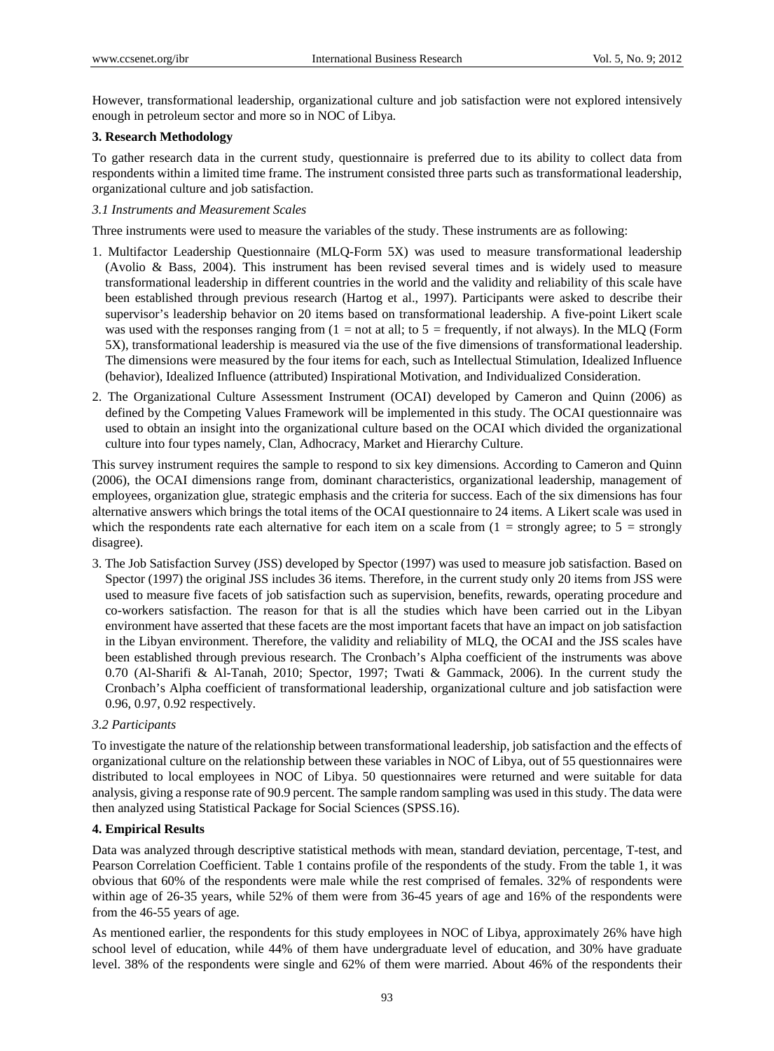However, transformational leadership, organizational culture and job satisfaction were not explored intensively enough in petroleum sector and more so in NOC of Libya.

## 3. Research Methodology

To gather research data in the current study, questionnaire is preferred due to its ability to collect data from respondents within a limited time frame. The instrument consisted three parts such as transformational leadership, organizational culture and job satisfaction.

### *3.1 Instruments and Measurement Scales*

Three instruments were used to measure the variables of the study. These instruments are as following:

1. Multifactor Leadership Questionnaire (MLQ-Form 5X) was used to measure transformational leadership (Avolio & Bass, 2004). This instrument has been revised several times and is widely used to measure transformational leadership in different countries in the world and the validity and reliability of this scale have been established through previous research (Hartog et al., 1997). Participants were asked to describe their supervisor's leadership behavior on 20 items based on transformational leadership. A five-point Likert scale was used with the responses ranging from (1 = not at all; to 5 = frequently, if not always). In the MLQ (Form 5X), transformational leadership is measured via the use of the five dimensions of transformational leadership. The dimensions were measured by the four items for each, such as Intellectual Stimulation, Idealized Influence (behavior), Idealized Influence (attributed) Inspirational Motivation, and Individualized Consideration.
2. The Organizational Culture Assessment Instrument (OCAI) developed by Cameron and Quinn (2006) as defined by the Competing Values Framework will be implemented in this study. The OCAI questionnaire was used to obtain an insight into the organizational culture based on the OCAI which divided the organizational culture into four types namely, Clan, Adhocracy, Market and Hierarchy Culture.

This survey instrument requires the sample to respond to six key dimensions. According to Cameron and Quinn (2006), the OCAI dimensions range from, dominant characteristics, organizational leadership, management of employees, organization glue, strategic emphasis and the criteria for success. Each of the six dimensions has four alternative answers which brings the total items of the OCAI questionnaire to 24 items. A Likert scale was used in which the respondents rate each alternative for each item on a scale from (1 = strongly agree; to 5 = strongly disagree).

3. The Job Satisfaction Survey (JSS) developed by Spector (1997) was used to measure job satisfaction. Based on Spector (1997) the original JSS includes 36 items. Therefore, in the current study only 20 items from JSS were used to measure five facets of job satisfaction such as supervision, benefits, rewards, operating procedure and co-workers satisfaction. The reason for that is all the studies which have been carried out in the Libyan environment have asserted that these facets are the most important facets that have an impact on job satisfaction in the Libyan environment. Therefore, the validity and reliability of MLQ, the OCAI and the JSS scales have been established through previous research. The Cronbach's Alpha coefficient of the instruments was above 0.70 (Al-Sharifi & Al-Tanah, 2010; Spector, 1997; Twati & Gammack, 2006). In the current study the Cronbach's Alpha coefficient of transformational leadership, organizational culture and job satisfaction were 0.96, 0.97, 0.92 respectively.

### *3.2 Participants*

To investigate the nature of the relationship between transformational leadership, job satisfaction and the effects of organizational culture on the relationship between these variables in NOC of Libya, out of 55 questionnaires were distributed to local employees in NOC of Libya. 50 questionnaires were returned and were suitable for data analysis, giving a response rate of 90.9 percent. The sample random sampling was used in this study. The data were then analyzed using Statistical Package for Social Sciences (SPSS.16).

## 4. Empirical Results

Data was analyzed through descriptive statistical methods with mean, standard deviation, percentage, T-test, and Pearson Correlation Coefficient. Table 1 contains profile of the respondents of the study. From the table 1, it was obvious that 60% of the respondents were male while the rest comprised of females. 32% of respondents were within age of 26-35 years, while 52% of them were from 36-45 years of age and 16% of the respondents were from the 46-55 years of age.

As mentioned earlier, the respondents for this study employees in NOC of Libya, approximately 26% have high school level of education, while 44% of them have undergraduate level of education, and 30% have graduate level. 38% of the respondents were single and 62% of them were married. About 46% of the respondents their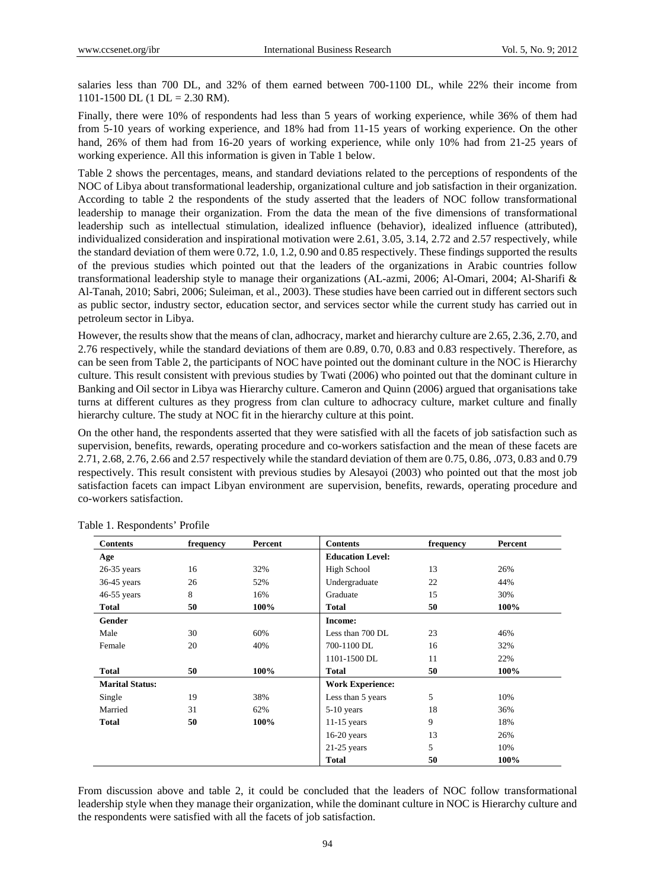salaries less than 700 DL, and 32% of them earned between 700-1100 DL, while 22% their income from 1101-1500 DL (1 DL = 2.30 RM).

Finally, there were 10% of respondents had less than 5 years of working experience, while 36% of them had from 5-10 years of working experience, and 18% had from 11-15 years of working experience. On the other hand, 26% of them had from 16-20 years of working experience, while only 10% had from 21-25 years of working experience. All this information is given in Table 1 below.

Table 2 shows the percentages, means, and standard deviations related to the perceptions of respondents of the NOC of Libya about transformational leadership, organizational culture and job satisfaction in their organization. According to table 2 the respondents of the study asserted that the leaders of NOC follow transformational leadership to manage their organization. From the data the mean of the five dimensions of transformational leadership such as intellectual stimulation, idealized influence (behavior), idealized influence (attributed), individualized consideration and inspirational motivation were 2.61, 3.05, 3.14, 2.72 and 2.57 respectively, while the standard deviation of them were 0.72, 1.0, 1.2, 0.90 and 0.85 respectively. These findings supported the results of the previous studies which pointed out that the leaders of the organizations in Arabic countries follow transformational leadership style to manage their organizations (AL-azmi, 2006; Al-Omari, 2004; Al-Sharifi & Al-Tanah, 2010; Sabri, 2006; Suleiman, et al., 2003). These studies have been carried out in different sectors such as public sector, industry sector, education sector, and services sector while the current study has carried out in petroleum sector in Libya.

However, the results show that the means of clan, adhocracy, market and hierarchy culture are 2.65, 2.36, 2.70, and 2.76 respectively, while the standard deviations of them are 0.89, 0.70, 0.83 and 0.83 respectively. Therefore, as can be seen from Table 2, the participants of NOC have pointed out the dominant culture in the NOC is Hierarchy culture. This result consistent with previous studies by Twati (2006) who pointed out that the dominant culture in Banking and Oil sector in Libya was Hierarchy culture. Cameron and Quinn (2006) argued that organisations take turns at different cultures as they progress from clan culture to adhocracy culture, market culture and finally hierarchy culture. The study at NOC fit in the hierarchy culture at this point.

On the other hand, the respondents asserted that they were satisfied with all the facets of job satisfaction such as supervision, benefits, rewards, operating procedure and co-workers satisfaction and the mean of these facets are 2.71, 2.68, 2.76, 2.66 and 2.57 respectively while the standard deviation of them are 0.75, 0.86, .073, 0.83 and 0.79 respectively. This result consistent with previous studies by Alesayoi (2003) who pointed out that the most job satisfaction facets can impact Libyan environment are supervision, benefits, rewards, operating procedure and co-workers satisfaction.

Table 1. Respondents' Profile

| Contents | frequency | Percent | Contents | frequency | Percent |
|---|---|---|---|---|---|
| **Age** | | | **Education Level:** | | |
| 26-35 years | 16 | 32% | High School | 13 | 26% |
| 36-45 years | 26 | 52% | Undergraduate | 22 | 44% |
| 46-55 years | 8 | 16% | Graduate | 15 | 30% |
| **Total** | **50** | **100%** | **Total** | **50** | **100%** |
| **Gender** | | | **Income:** | | |
| Male | 30 | 60% | Less than 700 DL | 23 | 46% |
| Female | 20 | 40% | 700-1100 DL | 16 | 32% |
| | | | 1101-1500 DL | 11 | 22% |
| **Total** | **50** | **100%** | **Total** | **50** | **100%** |
| **Marital Status:** | | | **Work Experience:** | | |
| Single | 19 | 38% | Less than 5 years | 5 | 10% |
| Married | 31 | 62% | 5-10 years | 18 | 36% |
| **Total** | **50** | **100%** | 11-15 years | 9 | 18% |
| | | | 16-20 years | 13 | 26% |
| | | | 21-25 years | 5 | 10% |
| | | | **Total** | **50** | **100%** |

From discussion above and table 2, it could be concluded that the leaders of NOC follow transformational leadership style when they manage their organization, while the dominant culture in NOC is Hierarchy culture and the respondents were satisfied with all the facets of job satisfaction.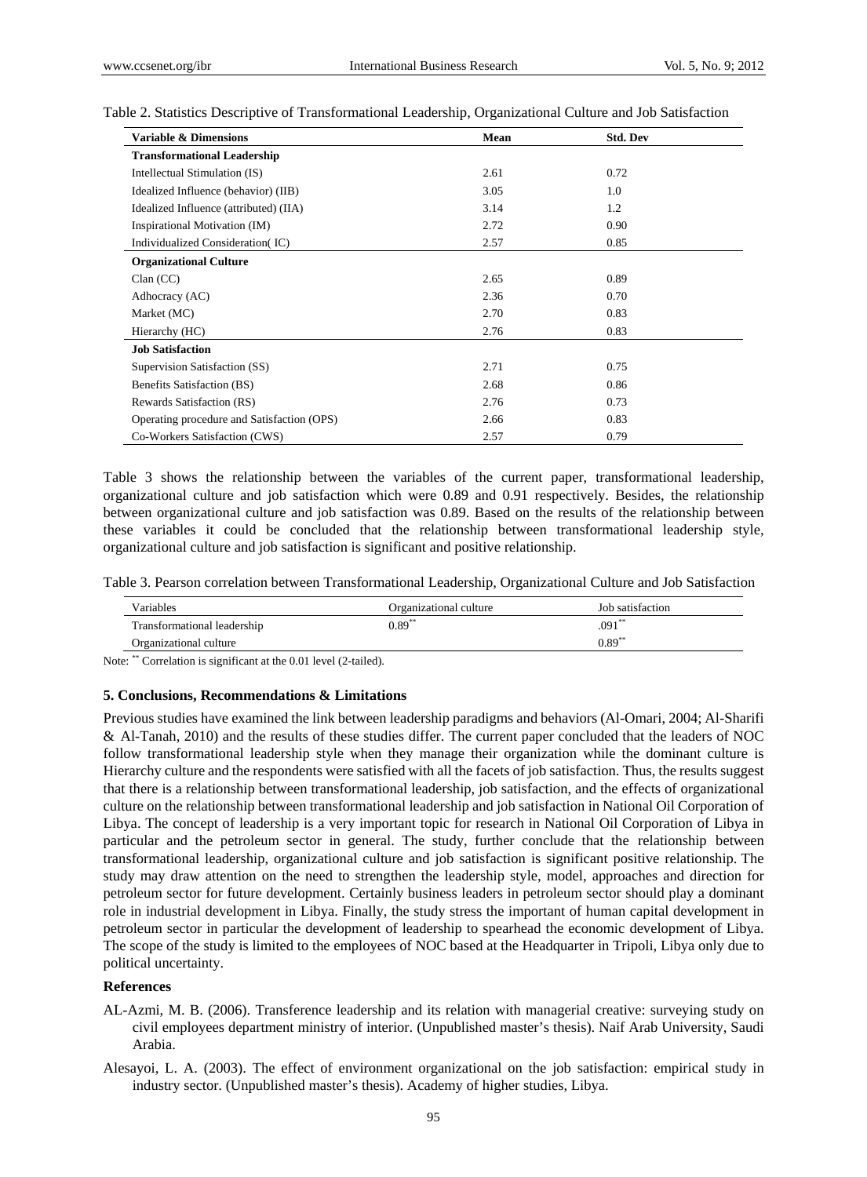Table 2. Statistics Descriptive of Transformational Leadership, Organizational Culture and Job Satisfaction

| Variable & Dimensions | Mean | Std. Dev |
|---|---|---|
| **Transformational Leadership** | | |
| Intellectual Stimulation (IS) | 2.61 | 0.72 |
| Idealized Influence (behavior) (IIB) | 3.05 | 1.0 |
| Idealized Influence (attributed) (IIA) | 3.14 | 1.2 |
| Inspirational Motivation (IM) | 2.72 | 0.90 |
| Individualized Consideration( IC) | 2.57 | 0.85 |
| **Organizational Culture** | | |
| Clan (CC) | 2.65 | 0.89 |
| Adhocracy (AC) | 2.36 | 0.70 |
| Market (MC) | 2.70 | 0.83 |
| Hierarchy (HC) | 2.76 | 0.83 |
| **Job Satisfaction** | | |
| Supervision Satisfaction (SS) | 2.71 | 0.75 |
| Benefits Satisfaction (BS) | 2.68 | 0.86 |
| Rewards Satisfaction (RS) | 2.76 | 0.73 |
| Operating procedure and Satisfaction (OPS) | 2.66 | 0.83 |
| Co-Workers Satisfaction (CWS) | 2.57 | 0.79 |

Table 3 shows the relationship between the variables of the current paper, transformational leadership, organizational culture and job satisfaction which were 0.89 and 0.91 respectively. Besides, the relationship between organizational culture and job satisfaction was 0.89. Based on the results of the relationship between these variables it could be concluded that the relationship between transformational leadership style, organizational culture and job satisfaction is significant and positive relationship.

Table 3. Pearson correlation between Transformational Leadership, Organizational Culture and Job Satisfaction

| Variables | Organizational culture | Job satisfaction |
|---|---|---|
| Transformational leadership | 0.89** | .091** |
| Organizational culture | | 0.89** |

Note: ** Correlation is significant at the 0.01 level (2-tailed).

## 5. Conclusions, Recommendations & Limitations

Previous studies have examined the link between leadership paradigms and behaviors (Al-Omari, 2004; Al-Sharifi & Al-Tanah, 2010) and the results of these studies differ. The current paper concluded that the leaders of NOC follow transformational leadership style when they manage their organization while the dominant culture is Hierarchy culture and the respondents were satisfied with all the facets of job satisfaction. Thus, the results suggest that there is a relationship between transformational leadership, job satisfaction, and the effects of organizational culture on the relationship between transformational leadership and job satisfaction in National Oil Corporation of Libya. The concept of leadership is a very important topic for research in National Oil Corporation of Libya in particular and the petroleum sector in general. The study, further conclude that the relationship between transformational leadership, organizational culture and job satisfaction is significant positive relationship. The study may draw attention on the need to strengthen the leadership style, model, approaches and direction for petroleum sector for future development. Certainly business leaders in petroleum sector should play a dominant role in industrial development in Libya. Finally, the study stress the important of human capital development in petroleum sector in particular the development of leadership to spearhead the economic development of Libya. The scope of the study is limited to the employees of NOC based at the Headquarter in Tripoli, Libya only due to political uncertainty.

### References

AL-Azmi, M. B. (2006). Transference leadership and its relation with managerial creative: surveying study on civil employees department ministry of interior. (Unpublished master's thesis). Naif Arab University, Saudi Arabia.

Alesayoi, L. A. (2003). The effect of environment organizational on the job satisfaction: empirical study in industry sector. (Unpublished master's thesis). Academy of higher studies, Libya.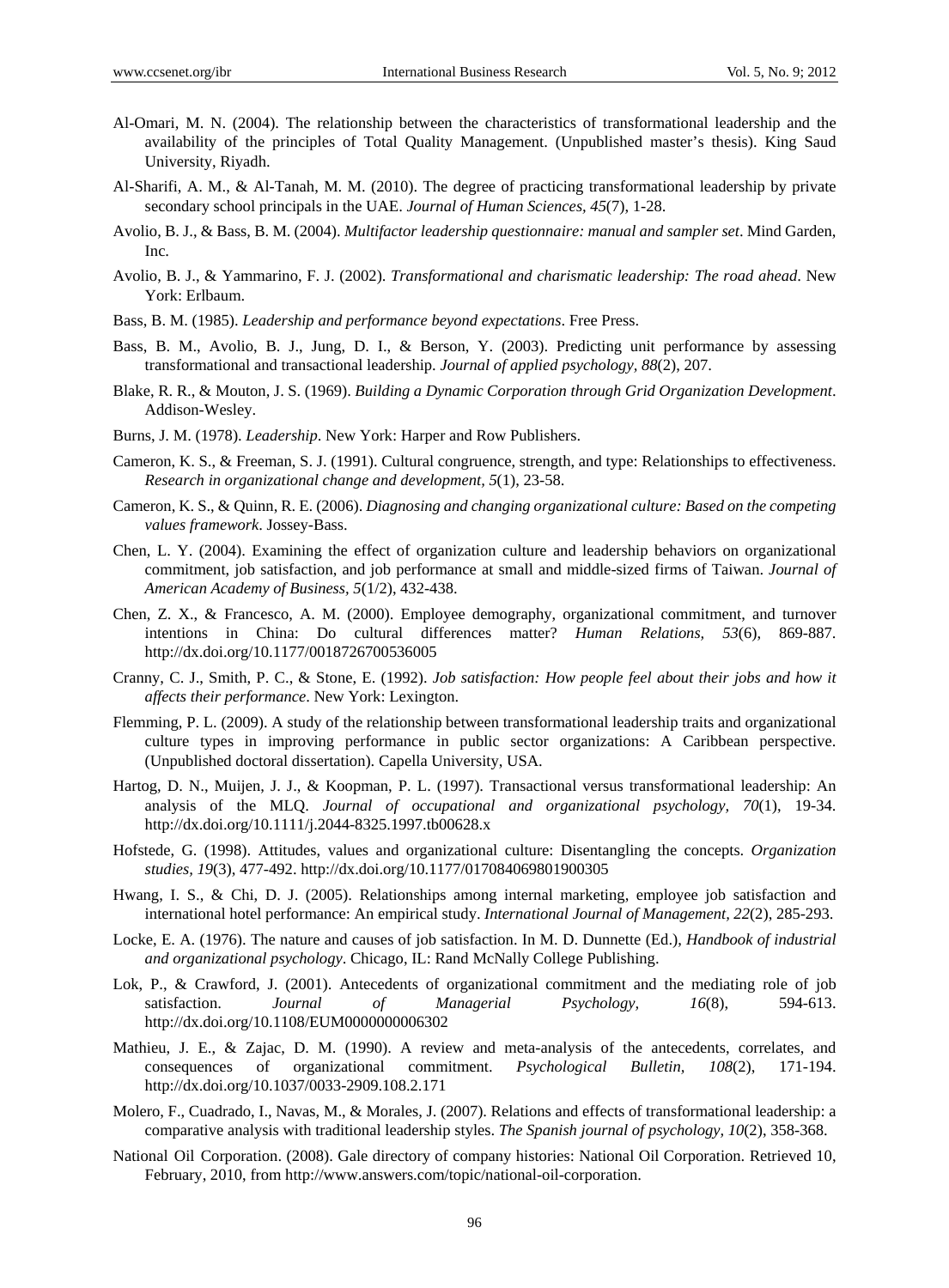Al-Omari, M. N. (2004). The relationship between the characteristics of transformational leadership and the availability of the principles of Total Quality Management. (Unpublished master's thesis). King Saud University, Riyadh.

Al-Sharifi, A. M., & Al-Tanah, M. M. (2010). The degree of practicing transformational leadership by private secondary school principals in the UAE. *Journal of Human Sciences, 45*(7), 1-28.

Avolio, B. J., & Bass, B. M. (2004). *Multifactor leadership questionnaire: manual and sampler set*. Mind Garden, Inc.

Avolio, B. J., & Yammarino, F. J. (2002). *Transformational and charismatic leadership: The road ahead*. New York: Erlbaum.

Bass, B. M. (1985). *Leadership and performance beyond expectations*. Free Press.

Bass, B. M., Avolio, B. J., Jung, D. I., & Berson, Y. (2003). Predicting unit performance by assessing transformational and transactional leadership. *Journal of applied psychology, 88*(2), 207.

Blake, R. R., & Mouton, J. S. (1969). *Building a Dynamic Corporation through Grid Organization Development*. Addison-Wesley.

Burns, J. M. (1978). *Leadership*. New York: Harper and Row Publishers.

Cameron, K. S., & Freeman, S. J. (1991). Cultural congruence, strength, and type: Relationships to effectiveness. *Research in organizational change and development, 5*(1), 23-58.

Cameron, K. S., & Quinn, R. E. (2006). *Diagnosing and changing organizational culture: Based on the competing values framework*. Jossey-Bass.

Chen, L. Y. (2004). Examining the effect of organization culture and leadership behaviors on organizational commitment, job satisfaction, and job performance at small and middle-sized firms of Taiwan. *Journal of American Academy of Business, 5*(1/2), 432-438.

Chen, Z. X., & Francesco, A. M. (2000). Employee demography, organizational commitment, and turnover intentions in China: Do cultural differences matter? *Human Relations, 53*(6), 869-887. http://dx.doi.org/10.1177/0018726700536005

Cranny, C. J., Smith, P. C., & Stone, E. (1992). *Job satisfaction: How people feel about their jobs and how it affects their performance*. New York: Lexington.

Flemming, P. L. (2009). A study of the relationship between transformational leadership traits and organizational culture types in improving performance in public sector organizations: A Caribbean perspective. (Unpublished doctoral dissertation). Capella University, USA.

Hartog, D. N., Muijen, J. J., & Koopman, P. L. (1997). Transactional versus transformational leadership: An analysis of the MLQ. *Journal of occupational and organizational psychology, 70*(1), 19-34. http://dx.doi.org/10.1111/j.2044-8325.1997.tb00628.x

Hofstede, G. (1998). Attitudes, values and organizational culture: Disentangling the concepts. *Organization studies, 19*(3), 477-492. http://dx.doi.org/10.1177/017084069801900305

Hwang, I. S., & Chi, D. J. (2005). Relationships among internal marketing, employee job satisfaction and international hotel performance: An empirical study. *International Journal of Management, 22*(2), 285-293.

Locke, E. A. (1976). The nature and causes of job satisfaction. In M. D. Dunnette (Ed.), *Handbook of industrial and organizational psychology*. Chicago, IL: Rand McNally College Publishing.

Lok, P., & Crawford, J. (2001). Antecedents of organizational commitment and the mediating role of job satisfaction. *Journal of Managerial Psychology, 16*(8), 594-613. http://dx.doi.org/10.1108/EUM0000000006302

Mathieu, J. E., & Zajac, D. M. (1990). A review and meta-analysis of the antecedents, correlates, and consequences of organizational commitment. *Psychological Bulletin, 108*(2), 171-194. http://dx.doi.org/10.1037/0033-2909.108.2.171

Molero, F., Cuadrado, I., Navas, M., & Morales, J. (2007). Relations and effects of transformational leadership: a comparative analysis with traditional leadership styles. *The Spanish journal of psychology, 10*(2), 358-368.

National Oil Corporation. (2008). Gale directory of company histories: National Oil Corporation. Retrieved 10, February, 2010, from http://www.answers.com/topic/national-oil-corporation.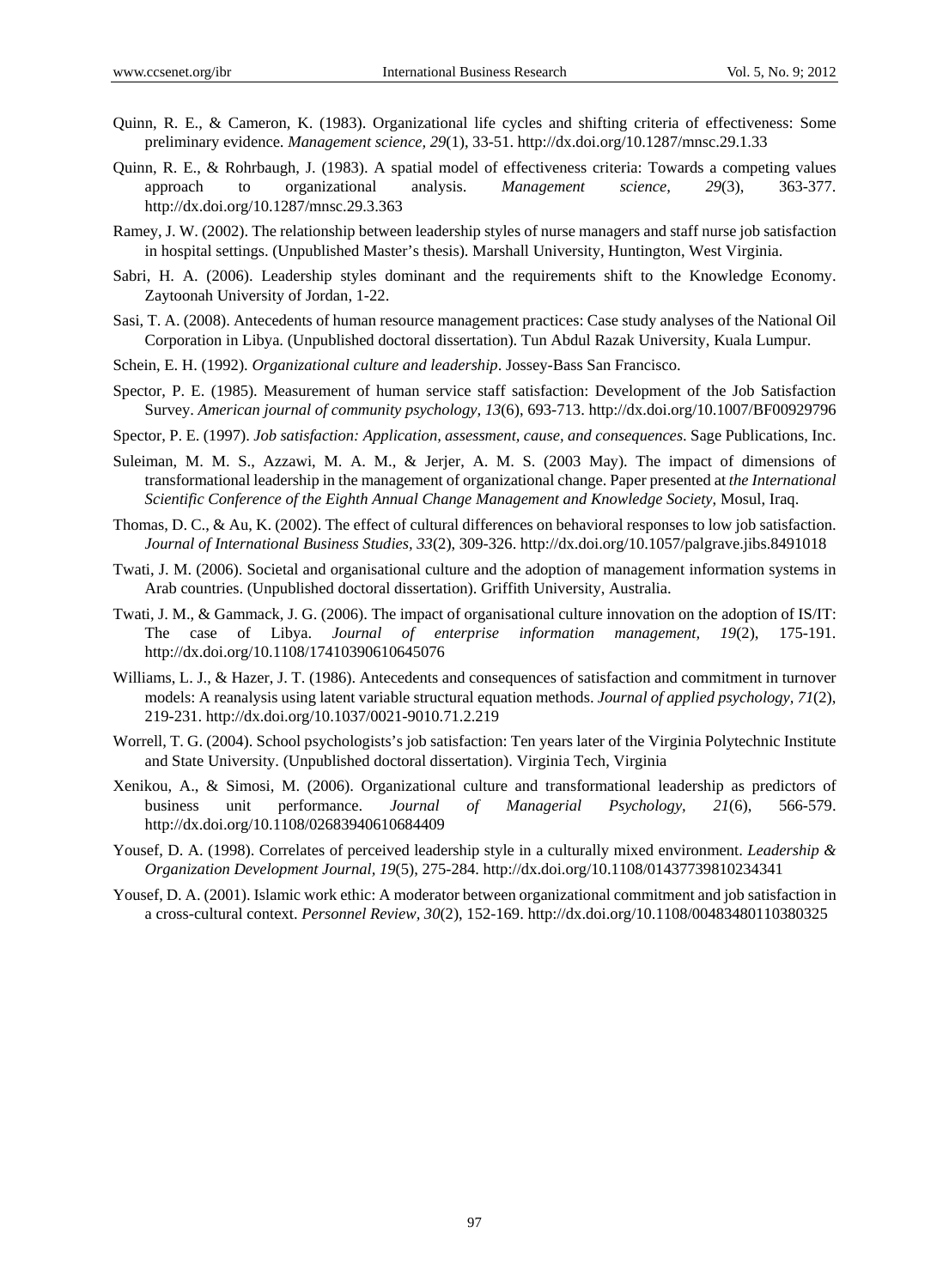Quinn, R. E., & Cameron, K. (1983). Organizational life cycles and shifting criteria of effectiveness: Some preliminary evidence. *Management science, 29*(1), 33-51. http://dx.doi.org/10.1287/mnsc.29.1.33

Quinn, R. E., & Rohrbaugh, J. (1983). A spatial model of effectiveness criteria: Towards a competing values approach to organizational analysis. *Management science, 29*(3), 363-377. http://dx.doi.org/10.1287/mnsc.29.3.363

Ramey, J. W. (2002). The relationship between leadership styles of nurse managers and staff nurse job satisfaction in hospital settings. (Unpublished Master's thesis). Marshall University, Huntington, West Virginia.

Sabri, H. A. (2006). Leadership styles dominant and the requirements shift to the Knowledge Economy. Zaytoonah University of Jordan, 1-22.

Sasi, T. A. (2008). Antecedents of human resource management practices: Case study analyses of the National Oil Corporation in Libya. (Unpublished doctoral dissertation). Tun Abdul Razak University, Kuala Lumpur.

Schein, E. H. (1992). *Organizational culture and leadership*. Jossey-Bass San Francisco.

Spector, P. E. (1985). Measurement of human service staff satisfaction: Development of the Job Satisfaction Survey. *American journal of community psychology, 13*(6), 693-713. http://dx.doi.org/10.1007/BF00929796

Spector, P. E. (1997). *Job satisfaction: Application, assessment, cause, and consequences*. Sage Publications, Inc.

Suleiman, M. M. S., Azzawi, M. A. M., & Jerjer, A. M. S. (2003 May). The impact of dimensions of transformational leadership in the management of organizational change. Paper presented at *the International Scientific Conference of the Eighth Annual Change Management and Knowledge Society*, Mosul, Iraq.

Thomas, D. C., & Au, K. (2002). The effect of cultural differences on behavioral responses to low job satisfaction. *Journal of International Business Studies, 33*(2), 309-326. http://dx.doi.org/10.1057/palgrave.jibs.8491018

Twati, J. M. (2006). Societal and organisational culture and the adoption of management information systems in Arab countries. (Unpublished doctoral dissertation). Griffith University, Australia.

Twati, J. M., & Gammack, J. G. (2006). The impact of organisational culture innovation on the adoption of IS/IT: The case of Libya. *Journal of enterprise information management, 19*(2), 175-191. http://dx.doi.org/10.1108/17410390610645076

Williams, L. J., & Hazer, J. T. (1986). Antecedents and consequences of satisfaction and commitment in turnover models: A reanalysis using latent variable structural equation methods. *Journal of applied psychology, 71*(2), 219-231. http://dx.doi.org/10.1037/0021-9010.71.2.219

Worrell, T. G. (2004). School psychologists's job satisfaction: Ten years later of the Virginia Polytechnic Institute and State University. (Unpublished doctoral dissertation). Virginia Tech, Virginia

Xenikou, A., & Simosi, M. (2006). Organizational culture and transformational leadership as predictors of business unit performance. *Journal of Managerial Psychology, 21*(6), 566-579. http://dx.doi.org/10.1108/02683940610684409

Yousef, D. A. (1998). Correlates of perceived leadership style in a culturally mixed environment. *Leadership & Organization Development Journal, 19*(5), 275-284. http://dx.doi.org/10.1108/01437739810234341

Yousef, D. A. (2001). Islamic work ethic: A moderator between organizational commitment and job satisfaction in a cross-cultural context. *Personnel Review, 30*(2), 152-169. http://dx.doi.org/10.1108/00483480110380325